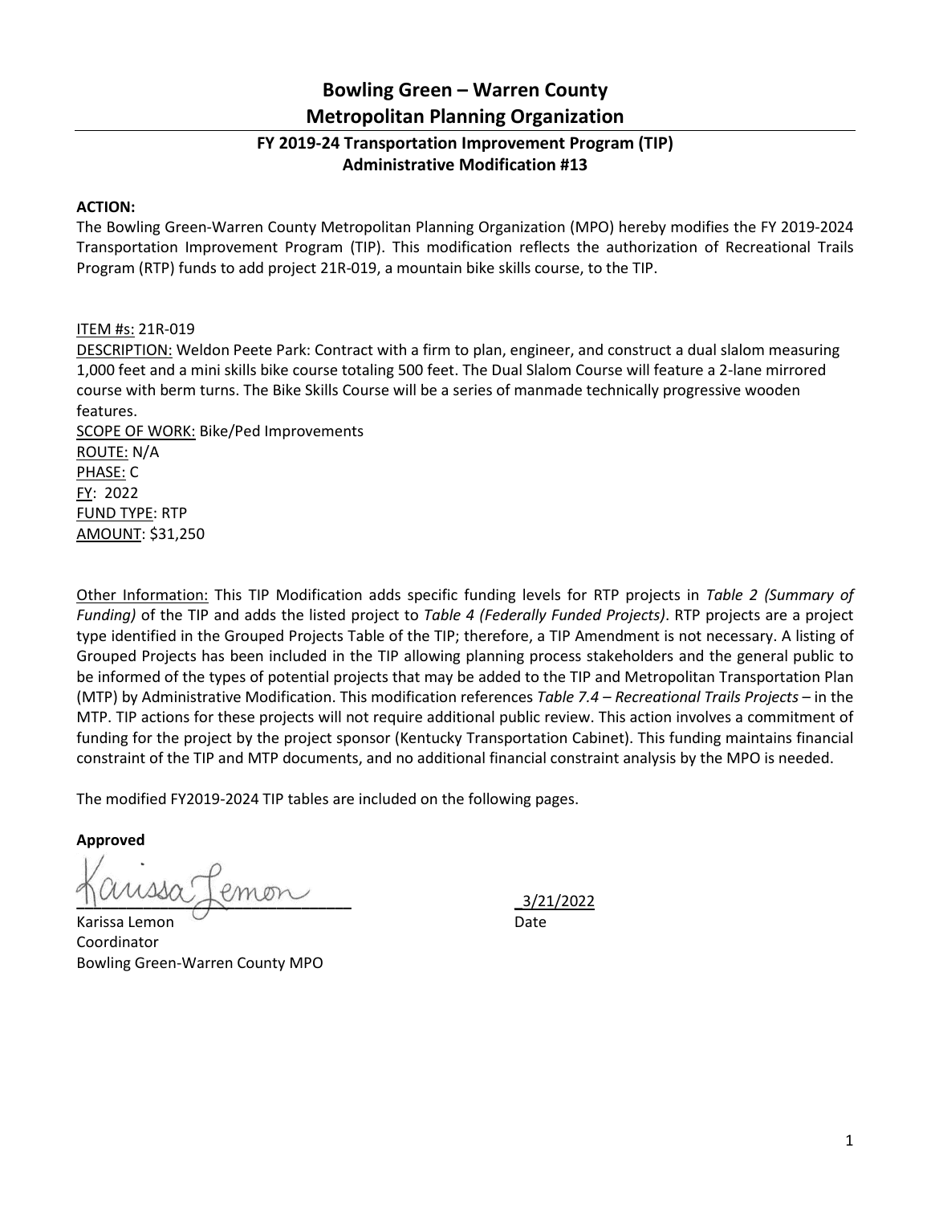# Bowling Green – Warren County Metropolitan Planning Organization

## FY 2019-24 Transportation Improvement Program (TIP) Administrative Modification #13

**ACTION:**

The Bowling Green-Warren County Metropolitan Planning Organization (MPO) hereby modifies the FY 2019-2024 Transportation Improvement Program (TIP). This modification reflects the authorization of Recreational Trails Program (RTP) funds to add project 21R-019, a mountain bike skills course, to the TIP.

ITEM #s: 21R-019
DESCRIPTION: Weldon Peete Park: Contract with a firm to plan, engineer, and construct a dual slalom measuring 1,000 feet and a mini skills bike course totaling 500 feet. The Dual Slalom Course will feature a 2-lane mirrored course with berm turns. The Bike Skills Course will be a series of manmade technically progressive wooden features.
SCOPE OF WORK: Bike/Ped Improvements
ROUTE: N/A
PHASE: C
FY: 2022
FUND TYPE: RTP
AMOUNT: $31,250

Other Information: This TIP Modification adds specific funding levels for RTP projects in *Table 2 (Summary of Funding)* of the TIP and adds the listed project to *Table 4 (Federally Funded Projects)*. RTP projects are a project type identified in the Grouped Projects Table of the TIP; therefore, a TIP Amendment is not necessary. A listing of Grouped Projects has been included in the TIP allowing planning process stakeholders and the general public to be informed of the types of potential projects that may be added to the TIP and Metropolitan Transportation Plan (MTP) by Administrative Modification. This modification references *Table 7.4 – Recreational Trails Projects* – in the MTP. TIP actions for these projects will not require additional public review. This action involves a commitment of funding for the project by the project sponsor (Kentucky Transportation Cabinet). This funding maintains financial constraint of the TIP and MTP documents, and no additional financial constraint analysis by the MPO is needed.

The modified FY2019-2024 TIP tables are included on the following pages.

**Approved**

Karissa Lemon
Coordinator
Bowling Green-Warren County MPO

3/21/2022
Date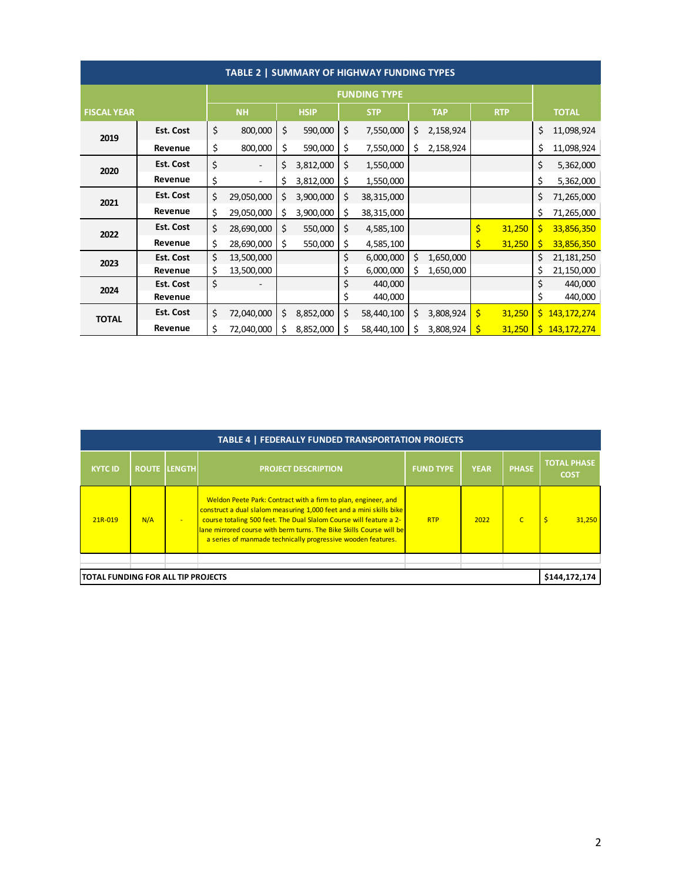**TABLE 2 | SUMMARY OF HIGHWAY FUNDING TYPES**

| FISCAL YEAR | | FUNDING TYPE | | | | | TOTAL |
|---|---|---|---|---|---|---|---|
| | | NH | HSIP | STP | TAP | RTP | |
| 2019 | Est. Cost | $ 800,000 | $ 590,000 | $ 7,550,000 | $ 2,158,924 | | $ 11,098,924 |
| | Revenue | $ 800,000 | $ 590,000 | $ 7,550,000 | $ 2,158,924 | | $ 11,098,924 |
| 2020 | Est. Cost | $ - | $ 3,812,000 | $ 1,550,000 | | | $ 5,362,000 |
| | Revenue | $ - | $ 3,812,000 | $ 1,550,000 | | | $ 5,362,000 |
| 2021 | Est. Cost | $ 29,050,000 | $ 3,900,000 | $ 38,315,000 | | | $ 71,265,000 |
| | Revenue | $ 29,050,000 | $ 3,900,000 | $ 38,315,000 | | | $ 71,265,000 |
| 2022 | Est. Cost | $ 28,690,000 | $ 550,000 | $ 4,585,100 | | $ 31,250 | $ 33,856,350 |
| | Revenue | $ 28,690,000 | $ 550,000 | $ 4,585,100 | | $ 31,250 | $ 33,856,350 |
| 2023 | Est. Cost | $ 13,500,000 | | $ 6,000,000 | $ 1,650,000 | | $ 21,181,250 |
| | Revenue | $ 13,500,000 | | $ 6,000,000 | $ 1,650,000 | | $ 21,150,000 |
| 2024 | Est. Cost | $ - | | $ 440,000 | | | $ 440,000 |
| | Revenue | | | $ 440,000 | | | $ 440,000 |
| TOTAL | Est. Cost | $ 72,040,000 | $ 8,852,000 | $ 58,440,100 | $ 3,808,924 | $ 31,250 | $ 143,172,274 |
| | Revenue | $ 72,040,000 | $ 8,852,000 | $ 58,440,100 | $ 3,808,924 | $ 31,250 | $ 143,172,274 |

**TABLE 4 | FEDERALLY FUNDED TRANSPORTATION PROJECTS**

| KYTC ID | ROUTE | LENGTH | PROJECT DESCRIPTION | FUND TYPE | YEAR | PHASE | TOTAL PHASE COST |
|---|---|---|---|---|---|---|---|
| 21R-019 | N/A | - | Weldon Peete Park: Contract with a firm to plan, engineer, and construct a dual slalom measuring 1,000 feet and a mini skills bike course totaling 500 feet. The Dual Slalom Course will feature a 2-lane mirrored course with berm turns. The Bike Skills Course will be a series of manmade technically progressive wooden features. | RTP | 2022 | C | $ 31,250 |
| | | | | | | | |
| **TOTAL FUNDING FOR ALL TIP PROJECTS** | | | | | | | **$144,172,174** |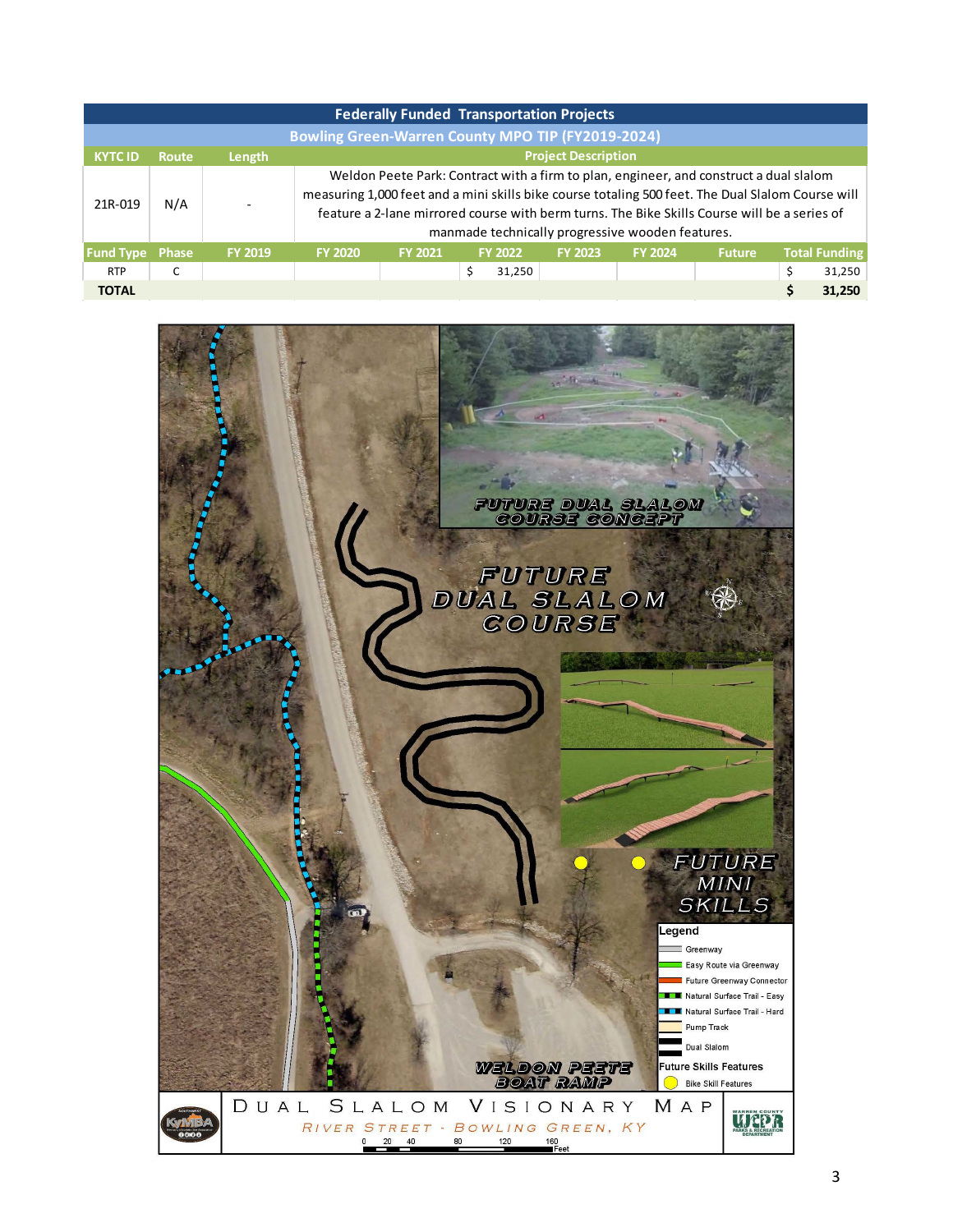| Federally Funded Transportation Projects | | | | | | | | | |
|---|---|---|---|---|---|---|---|---|---|
| Bowling Green-Warren County MPO TIP (FY2019-2024) | | | | | | | | | |
| KYTC ID | Route | Length | Project Description | | | | | | |
| 21R-019 | N/A | - | Weldon Peete Park: Contract with a firm to plan, engineer, and construct a dual slalom measuring 1,000 feet and a mini skills bike course totaling 500 feet. The Dual Slalom Course will feature a 2-lane mirrored course with berm turns. The Bike Skills Course will be a series of manmade technically progressive wooden features. | | | | | | |
| Fund Type | Phase | FY 2019 | FY 2020 | FY 2021 | FY 2022 | FY 2023 | FY 2024 | Future | Total Funding |
| RTP | C | | | | $ 31,250 | | | | $ 31,250 |
| **TOTAL** | | | | | | | | | **$ 31,250** |

FUTURE DUAL SLALOM COURSE CONCEPT

FUTURE DUAL SLALOM COURSE

FUTURE MINI SKILLS

WELDON PEETE BOAT RAMP

Legend
Greenway
Easy Route via Greenway
Future Greenway Connector
Natural Surface Trail - Easy
Natural Surface Trail - Hard
Pump Track
Dual Slalom
Future Skills Features
Bike Skill Features

DUAL SLALOM VISIONARY MAP

RIVER STREET - BOWLING GREEN, KY

0 20 40 80 120 160 Feet